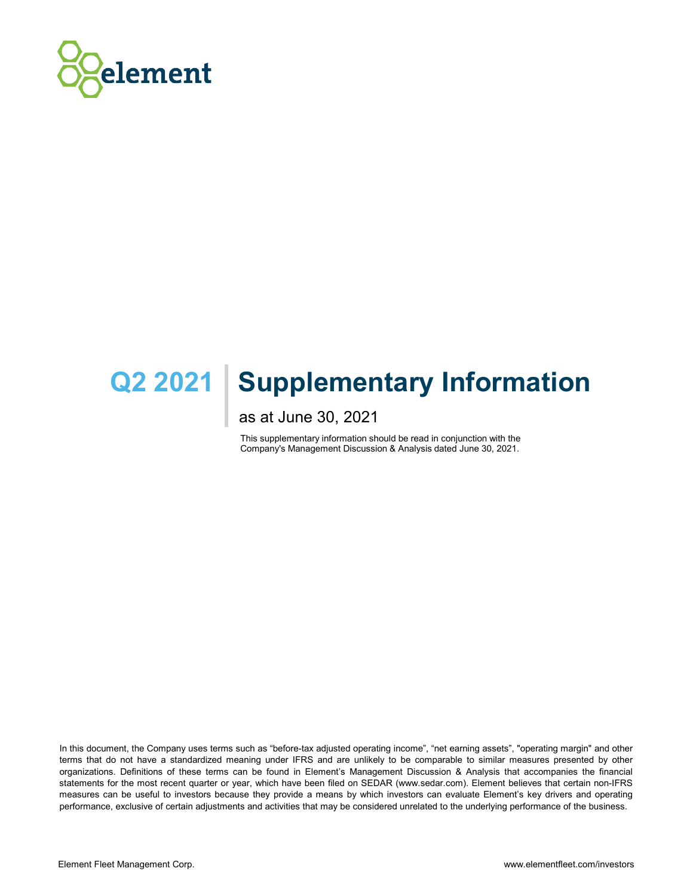element

# Q2 2021 Supplementary Information

as at June 30, 2021

This supplementary information should be read in conjunction with the Company's Management Discussion & Analysis dated June 30, 2021.

In this document, the Company uses terms such as "before-tax adjusted operating income", "net earning assets", "operating margin" and other terms that do not have a standardized meaning under IFRS and are unlikely to be comparable to similar measures presented by other organizations. Definitions of these terms can be found in Element's Management Discussion & Analysis that accompanies the financial statements for the most recent quarter or year, which have been filed on SEDAR (www.sedar.com). Element believes that certain non-IFRS measures can be useful to investors because they provide a means by which investors can evaluate Element's key drivers and operating performance, exclusive of certain adjustments and activities that may be considered unrelated to the underlying performance of the business.

Element Fleet Management Corp.

www.elementfleet.com/investors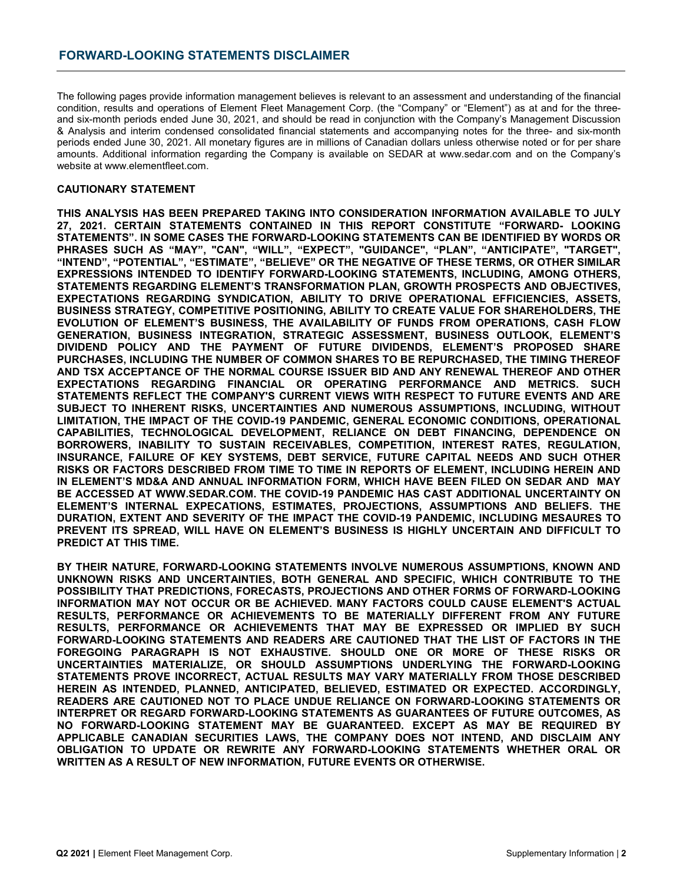## FORWARD-LOOKING STATEMENTS DISCLAIMER

The following pages provide information management believes is relevant to an assessment and understanding of the financial condition, results and operations of Element Fleet Management Corp. (the "Company" or "Element") as at and for the three- and six-month periods ended June 30, 2021, and should be read in conjunction with the Company's Management Discussion & Analysis and interim condensed consolidated financial statements and accompanying notes for the three- and six-month periods ended June 30, 2021. All monetary figures are in millions of Canadian dollars unless otherwise noted or for per share amounts. Additional information regarding the Company is available on SEDAR at www.sedar.com and on the Company's website at www.elementfleet.com.

**CAUTIONARY STATEMENT**

**THIS ANALYSIS HAS BEEN PREPARED TAKING INTO CONSIDERATION INFORMATION AVAILABLE TO JULY 27, 2021. CERTAIN STATEMENTS CONTAINED IN THIS REPORT CONSTITUTE "FORWARD- LOOKING STATEMENTS". IN SOME CASES THE FORWARD-LOOKING STATEMENTS CAN BE IDENTIFIED BY WORDS OR PHRASES SUCH AS "MAY", "CAN", "WILL", "EXPECT", "GUIDANCE", "PLAN", "ANTICIPATE", "TARGET", "INTEND", "POTENTIAL", "ESTIMATE", "BELIEVE" OR THE NEGATIVE OF THESE TERMS, OR OTHER SIMILAR EXPRESSIONS INTENDED TO IDENTIFY FORWARD-LOOKING STATEMENTS, INCLUDING, AMONG OTHERS, STATEMENTS REGARDING ELEMENT'S TRANSFORMATION PLAN, GROWTH PROSPECTS AND OBJECTIVES, EXPECTATIONS REGARDING SYNDICATION, ABILITY TO DRIVE OPERATIONAL EFFICIENCIES, ASSETS, BUSINESS STRATEGY, COMPETITIVE POSITIONING, ABILITY TO CREATE VALUE FOR SHAREHOLDERS, THE EVOLUTION OF ELEMENT'S BUSINESS, THE AVAILABILITY OF FUNDS FROM OPERATIONS, CASH FLOW GENERATION, BUSINESS INTEGRATION, STRATEGIC ASSESSMENT, BUSINESS OUTLOOK, ELEMENT'S DIVIDEND POLICY AND THE PAYMENT OF FUTURE DIVIDENDS, ELEMENT'S PROPOSED SHARE PURCHASES, INCLUDING THE NUMBER OF COMMON SHARES TO BE REPURCHASED, THE TIMING THEREOF AND TSX ACCEPTANCE OF THE NORMAL COURSE ISSUER BID AND ANY RENEWAL THEREOF AND OTHER EXPECTATIONS REGARDING FINANCIAL OR OPERATING PERFORMANCE AND METRICS. SUCH STATEMENTS REFLECT THE COMPANY'S CURRENT VIEWS WITH RESPECT TO FUTURE EVENTS AND ARE SUBJECT TO INHERENT RISKS, UNCERTAINTIES AND NUMEROUS ASSUMPTIONS, INCLUDING, WITHOUT LIMITATION, THE IMPACT OF THE COVID-19 PANDEMIC, GENERAL ECONOMIC CONDITIONS, OPERATIONAL CAPABILITIES, TECHNOLOGICAL DEVELOPMENT, RELIANCE ON DEBT FINANCING, DEPENDENCE ON BORROWERS, INABILITY TO SUSTAIN RECEIVABLES, COMPETITION, INTEREST RATES, REGULATION, INSURANCE, FAILURE OF KEY SYSTEMS, DEBT SERVICE, FUTURE CAPITAL NEEDS AND SUCH OTHER RISKS OR FACTORS DESCRIBED FROM TIME TO TIME IN REPORTS OF ELEMENT, INCLUDING HEREIN AND IN ELEMENT'S MD&A AND ANNUAL INFORMATION FORM, WHICH HAVE BEEN FILED ON SEDAR AND MAY BE ACCESSED AT WWW.SEDAR.COM. THE COVID-19 PANDEMIC HAS CAST ADDITIONAL UNCERTAINTY ON ELEMENT'S INTERNAL EXPECATIONS, ESTIMATES, PROJECTIONS, ASSUMPTIONS AND BELIEFS. THE DURATION, EXTENT AND SEVERITY OF THE IMPACT THE COVID-19 PANDEMIC, INCLUDING MESAURES TO PREVENT ITS SPREAD, WILL HAVE ON ELEMENT'S BUSINESS IS HIGHLY UNCERTAIN AND DIFFICULT TO PREDICT AT THIS TIME.**

**BY THEIR NATURE, FORWARD-LOOKING STATEMENTS INVOLVE NUMEROUS ASSUMPTIONS, KNOWN AND UNKNOWN RISKS AND UNCERTAINTIES, BOTH GENERAL AND SPECIFIC, WHICH CONTRIBUTE TO THE POSSIBILITY THAT PREDICTIONS, FORECASTS, PROJECTIONS AND OTHER FORMS OF FORWARD-LOOKING INFORMATION MAY NOT OCCUR OR BE ACHIEVED. MANY FACTORS COULD CAUSE ELEMENT'S ACTUAL RESULTS, PERFORMANCE OR ACHIEVEMENTS TO BE MATERIALLY DIFFERENT FROM ANY FUTURE RESULTS, PERFORMANCE OR ACHIEVEMENTS THAT MAY BE EXPRESSED OR IMPLIED BY SUCH FORWARD-LOOKING STATEMENTS AND READERS ARE CAUTIONED THAT THE LIST OF FACTORS IN THE FOREGOING PARAGRAPH IS NOT EXHAUSTIVE. SHOULD ONE OR MORE OF THESE RISKS OR UNCERTAINTIES MATERIALIZE, OR SHOULD ASSUMPTIONS UNDERLYING THE FORWARD-LOOKING STATEMENTS PROVE INCORRECT, ACTUAL RESULTS MAY VARY MATERIALLY FROM THOSE DESCRIBED HEREIN AS INTENDED, PLANNED, ANTICIPATED, BELIEVED, ESTIMATED OR EXPECTED. ACCORDINGLY, READERS ARE CAUTIONED NOT TO PLACE UNDUE RELIANCE ON FORWARD-LOOKING STATEMENTS OR INTERPRET OR REGARD FORWARD-LOOKING STATEMENTS AS GUARANTEES OF FUTURE OUTCOMES, AS NO FORWARD-LOOKING STATEMENT MAY BE GUARANTEED. EXCEPT AS MAY BE REQUIRED BY APPLICABLE CANADIAN SECURITIES LAWS, THE COMPANY DOES NOT INTEND, AND DISCLAIM ANY OBLIGATION TO UPDATE OR REWRITE ANY FORWARD-LOOKING STATEMENTS WHETHER ORAL OR WRITTEN AS A RESULT OF NEW INFORMATION, FUTURE EVENTS OR OTHERWISE.**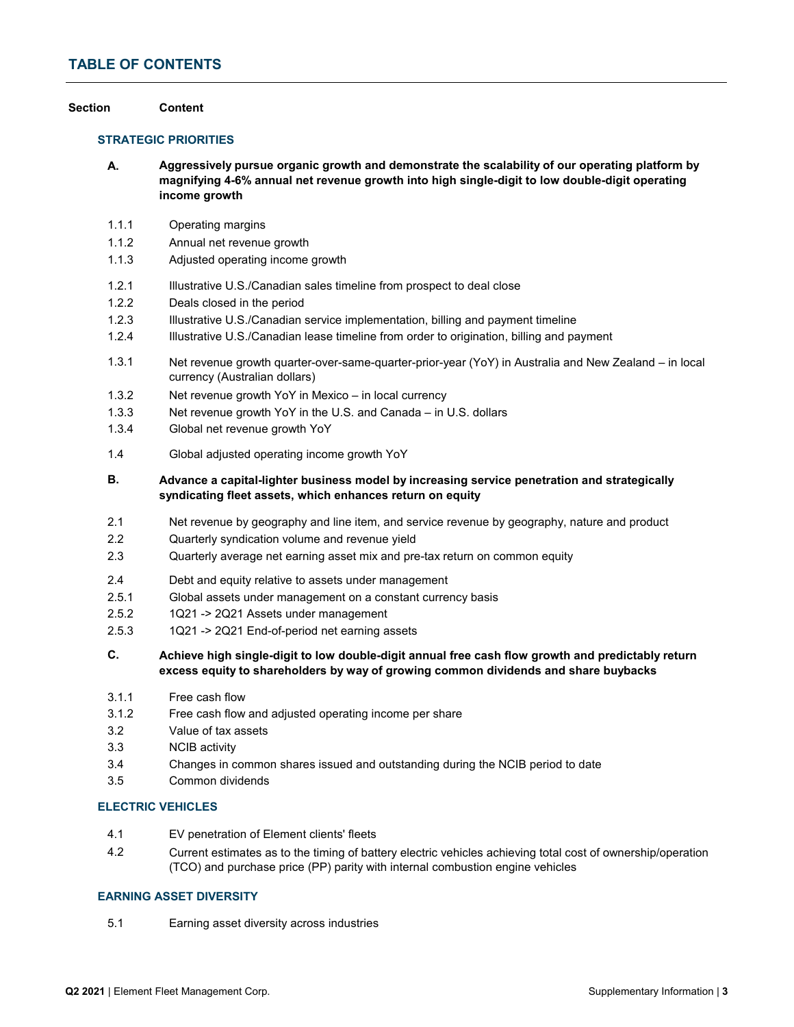## TABLE OF CONTENTS

| Section | Content |
|---|---|

### STRATEGIC PRIORITIES

| | |
|---|---|
| **A.** | **Aggressively pursue organic growth and demonstrate the scalability of our operating platform by magnifying 4-6% annual net revenue growth into high single-digit to low double-digit operating income growth** |
| 1.1.1 | Operating margins |
| 1.1.2 | Annual net revenue growth |
| 1.1.3 | Adjusted operating income growth |
| 1.2.1 | Illustrative U.S./Canadian sales timeline from prospect to deal close |
| 1.2.2 | Deals closed in the period |
| 1.2.3 | Illustrative U.S./Canadian service implementation, billing and payment timeline |
| 1.2.4 | Illustrative U.S./Canadian lease timeline from order to origination, billing and payment |
| 1.3.1 | Net revenue growth quarter-over-same-quarter-prior-year (YoY) in Australia and New Zealand – in local currency (Australian dollars) |
| 1.3.2 | Net revenue growth YoY in Mexico – in local currency |
| 1.3.3 | Net revenue growth YoY in the U.S. and Canada – in U.S. dollars |
| 1.3.4 | Global net revenue growth YoY |
| 1.4 | Global adjusted operating income growth YoY |
| **B.** | **Advance a capital-lighter business model by increasing service penetration and strategically syndicating fleet assets, which enhances return on equity** |
| 2.1 | Net revenue by geography and line item, and service revenue by geography, nature and product |
| 2.2 | Quarterly syndication volume and revenue yield |
| 2.3 | Quarterly average net earning asset mix and pre-tax return on common equity |
| 2.4 | Debt and equity relative to assets under management |
| 2.5.1 | Global assets under management on a constant currency basis |
| 2.5.2 | 1Q21 -> 2Q21 Assets under management |
| 2.5.3 | 1Q21 -> 2Q21 End-of-period net earning assets |
| **C.** | **Achieve high single-digit to low double-digit annual free cash flow growth and predictably return excess equity to shareholders by way of growing common dividends and share buybacks** |
| 3.1.1 | Free cash flow |
| 3.1.2 | Free cash flow and adjusted operating income per share |
| 3.2 | Value of tax assets |
| 3.3 | NCIB activity |
| 3.4 | Changes in common shares issued and outstanding during the NCIB period to date |
| 3.5 | Common dividends |

### ELECTRIC VEHICLES

| | |
|---|---|
| 4.1 | EV penetration of Element clients' fleets |
| 4.2 | Current estimates as to the timing of battery electric vehicles achieving total cost of ownership/operation (TCO) and purchase price (PP) parity with internal combustion engine vehicles |

### EARNING ASSET DIVERSITY

| | |
|---|---|
| 5.1 | Earning asset diversity across industries |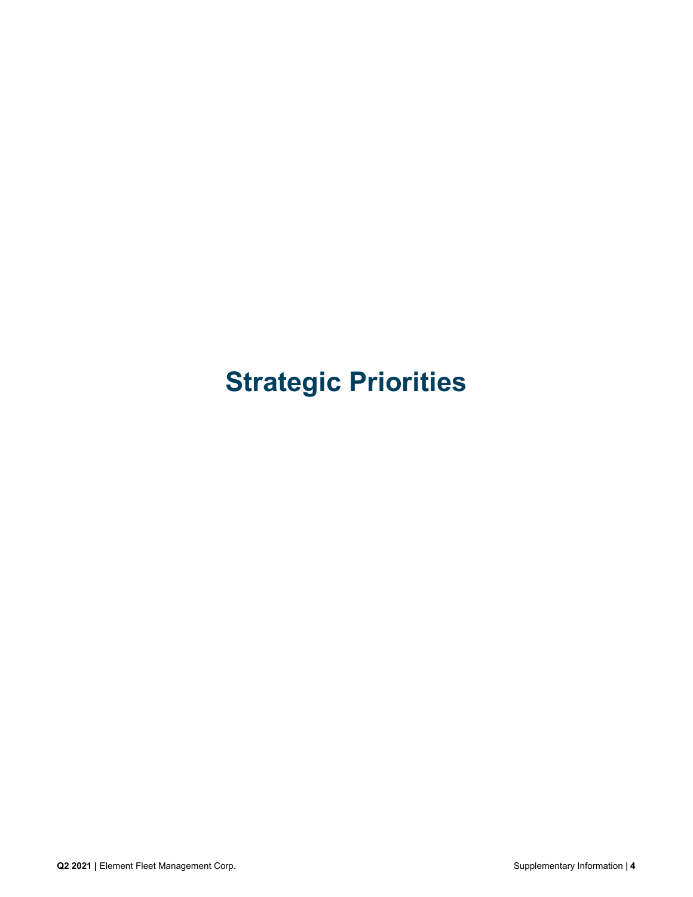# Strategic Priorities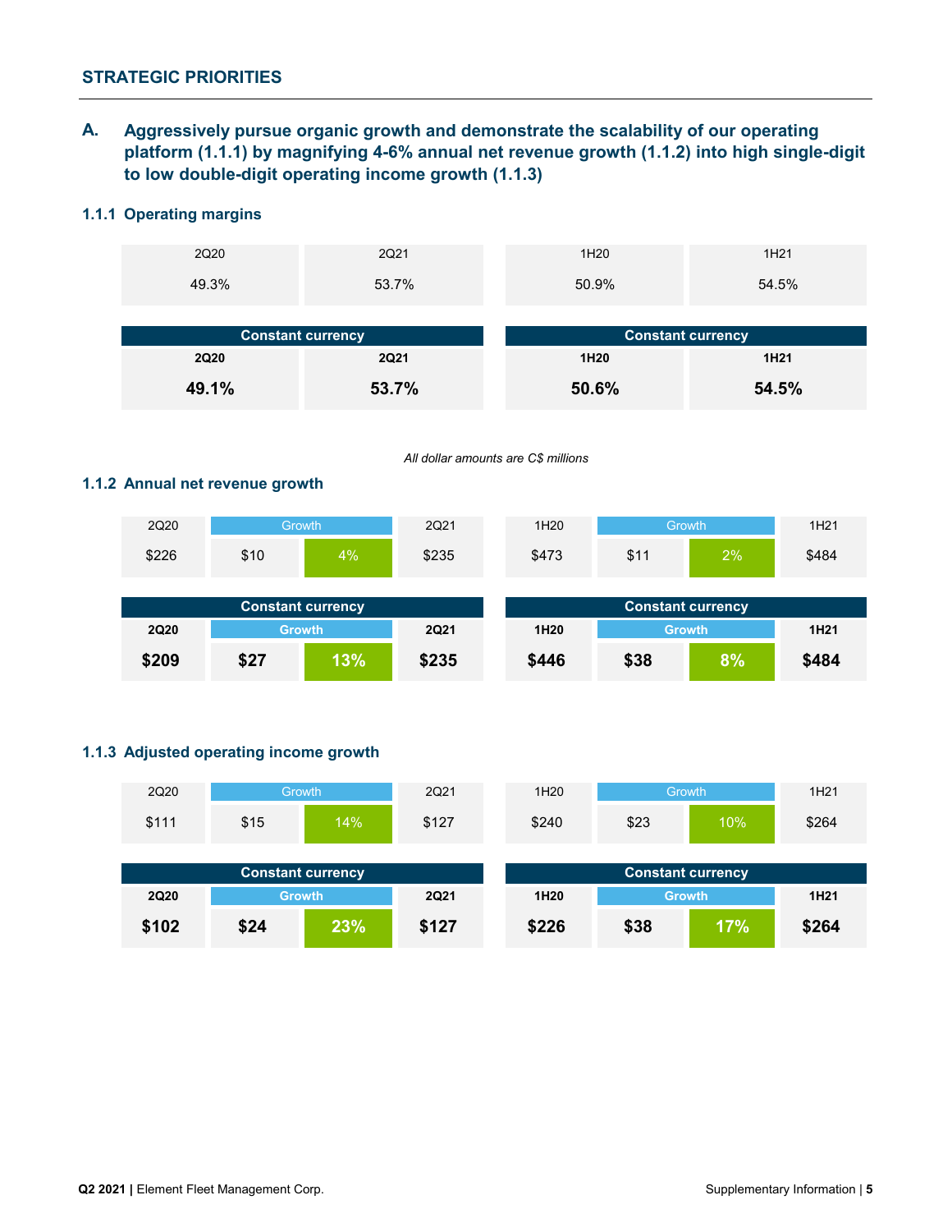## STRATEGIC PRIORITIES

### A. Aggressively pursue organic growth and demonstrate the scalability of our operating platform (1.1.1) by magnifying 4-6% annual net revenue growth (1.1.2) into high single-digit to low double-digit operating income growth (1.1.3)

#### 1.1.1 Operating margins

| 2Q20 | 2Q21 | 1H20 | 1H21 |
|---|---|---|---|
| 49.3% | 53.7% | 50.9% | 54.5% |

| Constant currency | | Constant currency | |
|---|---|---|---|
| **2Q20** | **2Q21** | **1H20** | **1H21** |
| **49.1%** | **53.7%** | **50.6%** | **54.5%** |

*All dollar amounts are C$ millions*

#### 1.1.2 Annual net revenue growth

| 2Q20 | Growth | | 2Q21 | 1H20 | Growth | | 1H21 |
|---|---|---|---|---|---|---|---|
| $226 | $10 | 4% | $235 | $473 | $11 | 2% | $484 |

| Constant currency | | | | Constant currency | | | |
|---|---|---|---|---|---|---|---|
| **2Q20** | **Growth** | | **2Q21** | **1H20** | **Growth** | | **1H21** |
| **$209** | **$27** | **13%** | **$235** | **$446** | **$38** | **8%** | **$484** |

#### 1.1.3 Adjusted operating income growth

| 2Q20 | Growth | | 2Q21 | 1H20 | Growth | | 1H21 |
|---|---|---|---|---|---|---|---|
| $111 | $15 | 14% | $127 | $240 | $23 | 10% | $264 |

| Constant currency | | | | Constant currency | | | |
|---|---|---|---|---|---|---|---|
| **2Q20** | **Growth** | | **2Q21** | **1H20** | **Growth** | | **1H21** |
| **$102** | **$24** | **23%** | **$127** | **$226** | **$38** | **17%** | **$264** |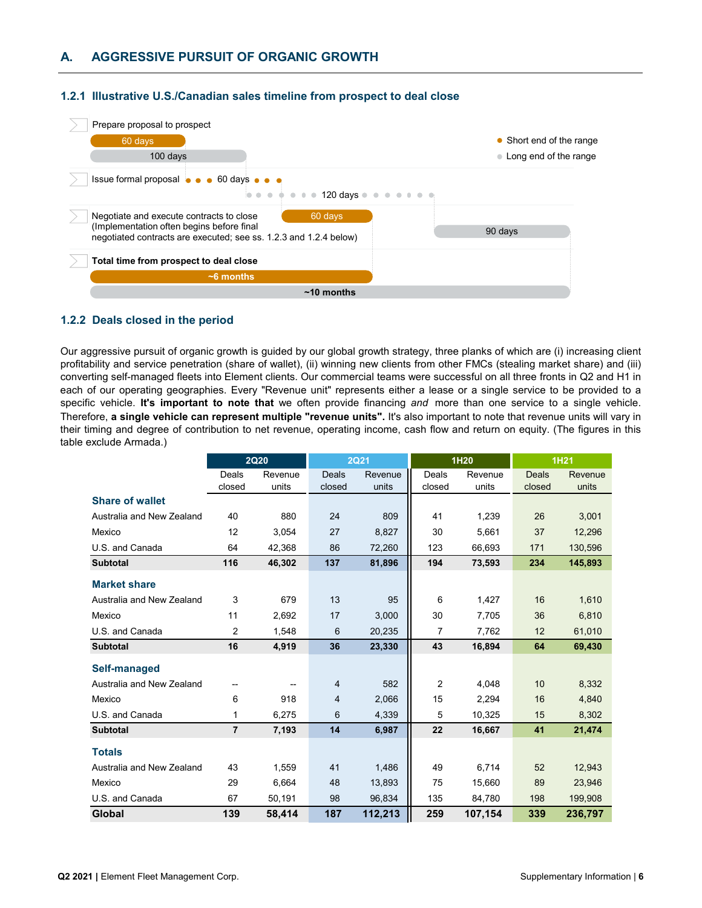## A. AGGRESSIVE PURSUIT OF ORGANIC GROWTH

### 1.2.1 Illustrative U.S./Canadian sales timeline from prospect to deal close

Prepare proposal to prospect
- 60 days
- 100 days

Issue formal proposal
- 60 days
- 120 days

Negotiate and execute contracts to close (Implementation often begins before final negotiated contracts are executed; see ss. 1.2.3 and 1.2.4 below)
- 60 days
- 90 days

**Total time from prospect to deal close**
- **~6 months**
- **~10 months**

● Short end of the range
● Long end of the range

### 1.2.2 Deals closed in the period

Our aggressive pursuit of organic growth is guided by our global growth strategy, three planks of which are (i) increasing client profitability and service penetration (share of wallet), (ii) winning new clients from other FMCs (stealing market share) and (iii) converting self-managed fleets into Element clients. Our commercial teams were successful on all three fronts in Q2 and H1 in each of our operating geographies. Every "Revenue unit" represents either a lease or a single service to be provided to a specific vehicle. **It's important to note that** we often provide financing *and* more than one service to a single vehicle. Therefore, **a single vehicle can represent multiple "revenue units".** It's also important to note that revenue units will vary in their timing and degree of contribution to net revenue, operating income, cash flow and return on equity. (The figures in this table exclude Armada.)

| | 2Q20 | | 2Q21 | | 1H20 | | 1H21 | |
|---|---|---|---|---|---|---|---|---|
| | Deals closed | Revenue units | Deals closed | Revenue units | Deals closed | Revenue units | Deals closed | Revenue units |
| **Share of wallet** | | | | | | | | |
| Australia and New Zealand | 40 | 880 | 24 | 809 | 41 | 1,239 | 26 | 3,001 |
| Mexico | 12 | 3,054 | 27 | 8,827 | 30 | 5,661 | 37 | 12,296 |
| U.S. and Canada | 64 | 42,368 | 86 | 72,260 | 123 | 66,693 | 171 | 130,596 |
| **Subtotal** | **116** | **46,302** | **137** | **81,896** | **194** | **73,593** | **234** | **145,893** |
| **Market share** | | | | | | | | |
| Australia and New Zealand | 3 | 679 | 13 | 95 | 6 | 1,427 | 16 | 1,610 |
| Mexico | 11 | 2,692 | 17 | 3,000 | 30 | 7,705 | 36 | 6,810 |
| U.S. and Canada | 2 | 1,548 | 6 | 20,235 | 7 | 7,762 | 12 | 61,010 |
| **Subtotal** | **16** | **4,919** | **36** | **23,330** | **43** | **16,894** | **64** | **69,430** |
| **Self-managed** | | | | | | | | |
| Australia and New Zealand | -- | -- | 4 | 582 | 2 | 4,048 | 10 | 8,332 |
| Mexico | 6 | 918 | 4 | 2,066 | 15 | 2,294 | 16 | 4,840 |
| U.S. and Canada | 1 | 6,275 | 6 | 4,339 | 5 | 10,325 | 15 | 8,302 |
| **Subtotal** | **7** | **7,193** | **14** | **6,987** | **22** | **16,667** | **41** | **21,474** |
| **Totals** | | | | | | | | |
| Australia and New Zealand | 43 | 1,559 | 41 | 1,486 | 49 | 6,714 | 52 | 12,943 |
| Mexico | 29 | 6,664 | 48 | 13,893 | 75 | 15,660 | 89 | 23,946 |
| U.S. and Canada | 67 | 50,191 | 98 | 96,834 | 135 | 84,780 | 198 | 199,908 |
| **Global** | **139** | **58,414** | **187** | **112,213** | **259** | **107,154** | **339** | **236,797** |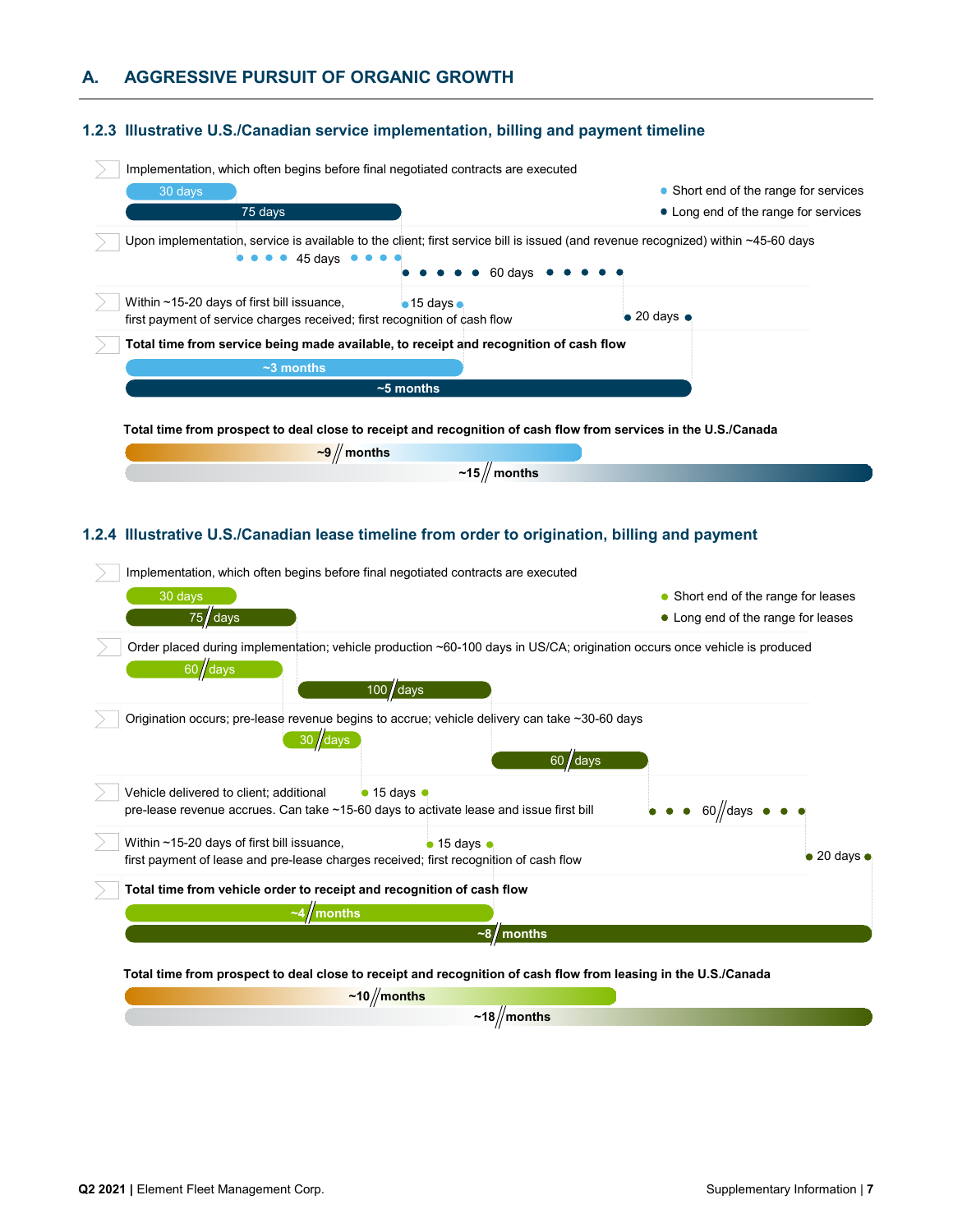## A. AGGRESSIVE PURSUIT OF ORGANIC GROWTH

### 1.2.3 Illustrative U.S./Canadian service implementation, billing and payment timeline

- Short end of the range for services
- Long end of the range for services

Implementation, which often begins before final negotiated contracts are executed

30 days

75 days

Upon implementation, service is available to the client; first service bill is issued (and revenue recognized) within ~45-60 days

45 days

60 days

Within ~15-20 days of first bill issuance, first payment of service charges received; first recognition of cash flow

15 days

20 days

**Total time from service being made available, to receipt and recognition of cash flow**

**~3 months**

**~5 months**

**Total time from prospect to deal close to receipt and recognition of cash flow from services in the U.S./Canada**

**~9 months**

**~15 months**

### 1.2.4 Illustrative U.S./Canadian lease timeline from order to origination, billing and payment

- Short end of the range for leases
- Long end of the range for leases

Implementation, which often begins before final negotiated contracts are executed

30 days

75 days

Order placed during implementation; vehicle production ~60-100 days in US/CA; origination occurs once vehicle is produced

60 days

100 days

Origination occurs; pre-lease revenue begins to accrue; vehicle delivery can take ~30-60 days

30 days

60 days

Vehicle delivered to client; additional pre-lease revenue accrues. Can take ~15-60 days to activate lease and issue first bill

15 days

60 days

Within ~15-20 days of first bill issuance, first payment of lease and pre-lease charges received; first recognition of cash flow

15 days

20 days

**Total time from vehicle order to receipt and recognition of cash flow**

**~4 months**

**~8 months**

**Total time from prospect to deal close to receipt and recognition of cash flow from leasing in the U.S./Canada**

**~10 months**

**~18 months**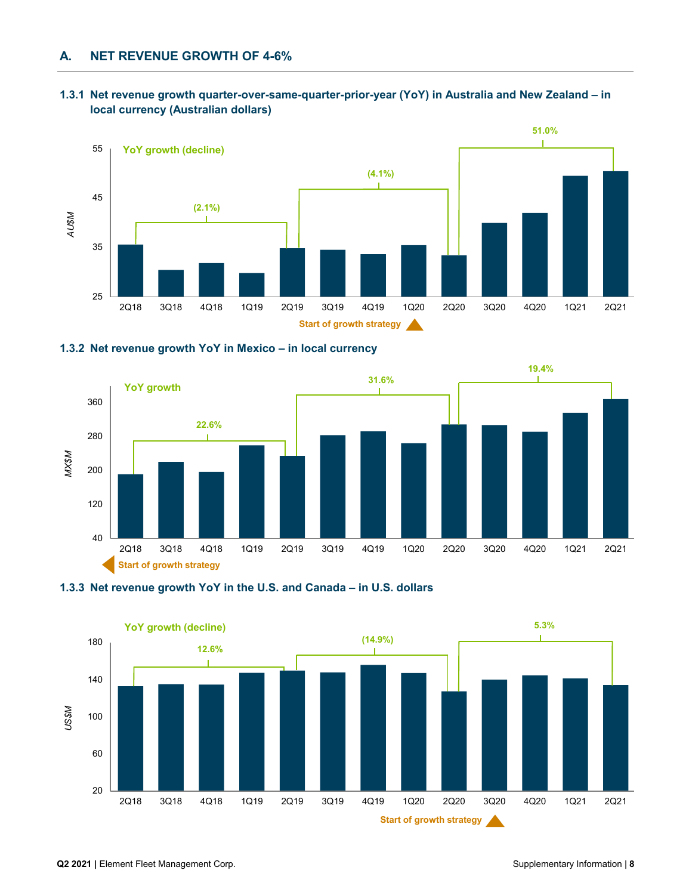## A. NET REVENUE GROWTH OF 4-6%

### 1.3.1 Net revenue growth quarter-over-same-quarter-prior-year (YoY) in Australia and New Zealand – in local currency (Australian dollars)

YoY growth (decline)

- 2Q18 to 2Q19: (2.1%)
- 2Q19 to 2Q20: (4.1%)
- 2Q20 to 2Q21: 51.0%

AU$M axis: 25, 35, 45, 55

Quarters: 2Q18, 3Q18, 4Q18, 1Q19, 2Q19, 3Q19, 4Q19, 1Q20, 2Q20, 3Q20, 4Q20, 1Q21, 2Q21

Start of growth strategy (2Q20)

### 1.3.2 Net revenue growth YoY in Mexico – in local currency

YoY growth

- 2Q18 to 2Q19: 22.6%
- 2Q19 to 2Q20: 31.6%
- 2Q20 to 2Q21: 19.4%

MX$M axis: 40, 120, 200, 280, 360

Quarters: 2Q18, 3Q18, 4Q18, 1Q19, 2Q19, 3Q19, 4Q19, 1Q20, 2Q20, 3Q20, 4Q20, 1Q21, 2Q21

Start of growth strategy (prior to 2Q18)

### 1.3.3 Net revenue growth YoY in the U.S. and Canada – in U.S. dollars

YoY growth (decline)

- 2Q18 to 2Q19: 12.6%
- 2Q19 to 2Q20: (14.9%)
- 2Q20 to 2Q21: 5.3%

US$M axis: 20, 60, 100, 140, 180

Quarters: 2Q18, 3Q18, 4Q18, 1Q19, 2Q19, 3Q19, 4Q19, 1Q20, 2Q20, 3Q20, 4Q20, 1Q21, 2Q21

Start of growth strategy (3Q20)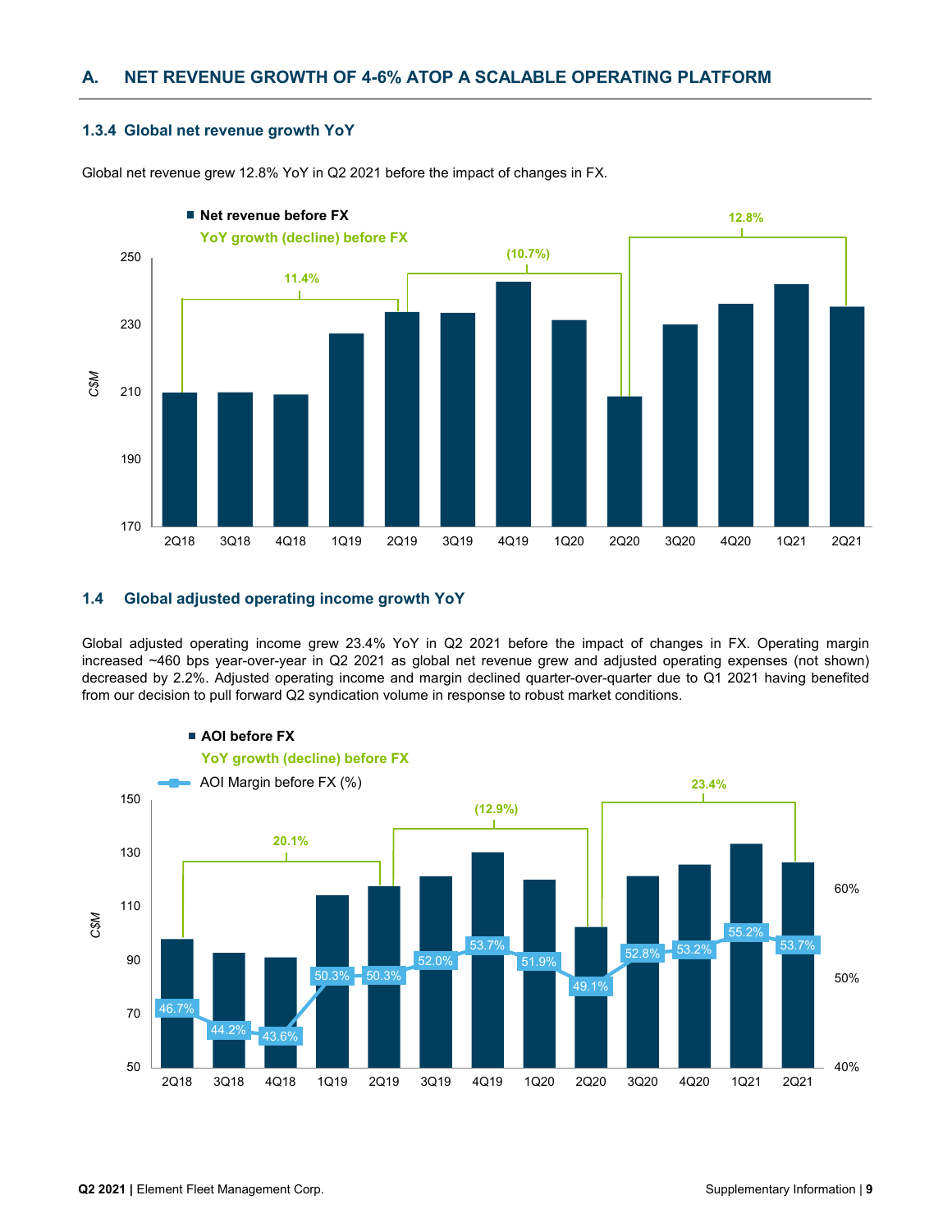## A. NET REVENUE GROWTH OF 4-6% ATOP A SCALABLE OPERATING PLATFORM

### 1.3.4 Global net revenue growth YoY

Global net revenue grew 12.8% YoY in Q2 2021 before the impact of changes in FX.

■ Net revenue before FX
YoY growth (decline) before FX

C$M

| | 2Q18 | 3Q18 | 4Q18 | 1Q19 | 2Q19 | 3Q19 | 4Q19 | 1Q20 | 2Q20 | 3Q20 | 4Q20 | 1Q21 | 2Q21 |
|---|---|---|---|---|---|---|---|---|---|---|---|---|---|

YoY growth (decline) before FX: 2Q18 to 2Q19: 11.4%; 2Q19 to 2Q20: (10.7%); 2Q20 to 2Q21: 12.8%

### 1.4 Global adjusted operating income growth YoY

Global adjusted operating income grew 23.4% YoY in Q2 2021 before the impact of changes in FX. Operating margin increased ~460 bps year-over-year in Q2 2021 as global net revenue grew and adjusted operating expenses (not shown) decreased by 2.2%. Adjusted operating income and margin declined quarter-over-quarter due to Q1 2021 having benefited from our decision to pull forward Q2 syndication volume in response to robust market conditions.

■ AOI before FX
YoY growth (decline) before FX
AOI Margin before FX (%)

C$M

| | 2Q18 | 3Q18 | 4Q18 | 1Q19 | 2Q19 | 3Q19 | 4Q19 | 1Q20 | 2Q20 | 3Q20 | 4Q20 | 1Q21 | 2Q21 |
|---|---|---|---|---|---|---|---|---|---|---|---|---|---|
| AOI Margin before FX (%) | 46.7% | 44.2% | 43.6% | 50.3% | 50.3% | 52.0% | 53.7% | 51.9% | 49.1% | 52.8% | 53.2% | 55.2% | 53.7% |

YoY growth (decline) before FX: 2Q18 to 2Q19: 20.1%; 2Q19 to 2Q20: (12.9%); 2Q20 to 2Q21: 23.4%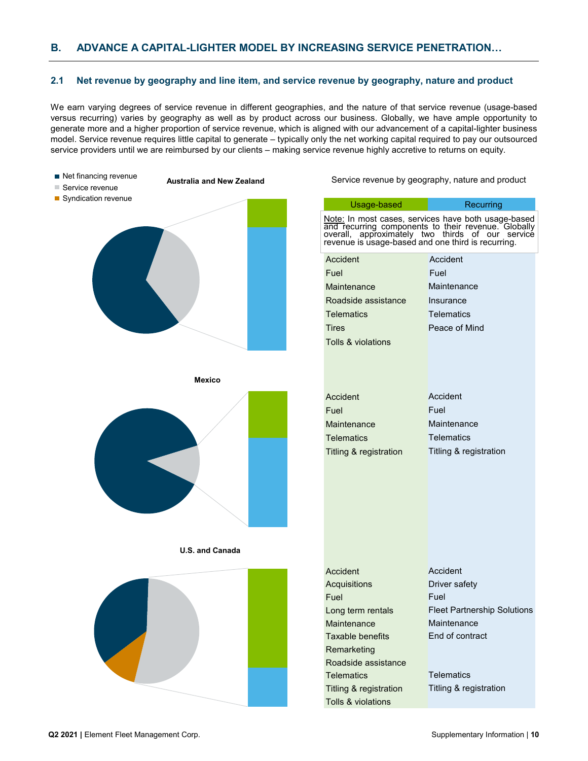## B. ADVANCE A CAPITAL-LIGHTER MODEL BY INCREASING SERVICE PENETRATION…

### 2.1 Net revenue by geography and line item, and service revenue by geography, nature and product

We earn varying degrees of service revenue in different geographies, and the nature of that service revenue (usage-based versus recurring) varies by geography as well as by product across our business. Globally, we have ample opportunity to generate more and a higher proportion of service revenue, which is aligned with our advancement of a capital-lighter business model. Service revenue requires little capital to generate – typically only the net working capital required to pay our outsourced service providers until we are reimbursed by our clients – making service revenue highly accretive to returns on equity.

- Net financing revenue
- Service revenue
- Syndication revenue

Service revenue by geography, nature and product

Note: In most cases, services have both usage-based and recurring components to their revenue. Globally overall, approximately two thirds of our service revenue is usage-based and one third is recurring.

**Australia and New Zealand**

| Usage-based | Recurring |
|---|---|
| Accident | Accident |
| Fuel | Fuel |
| Maintenance | Maintenance |
| Roadside assistance | Insurance |
| Telematics | Telematics |
| Tires | Peace of Mind |
| Tolls & violations | |

**Mexico**

| Usage-based | Recurring |
|---|---|
| Accident | Accident |
| Fuel | Fuel |
| Maintenance | Maintenance |
| Telematics | Telematics |
| Titling & registration | Titling & registration |

**U.S. and Canada**

| Usage-based | Recurring |
|---|---|
| Accident | Accident |
| Acquisitions | Driver safety |
| Fuel | Fuel |
| Long term rentals | Fleet Partnership Solutions |
| Maintenance | Maintenance |
| Taxable benefits | End of contract |
| Remarketing | |
| Roadside assistance | |
| Telematics | Telematics |
| Titling & registration | Titling & registration |
| Tolls & violations | |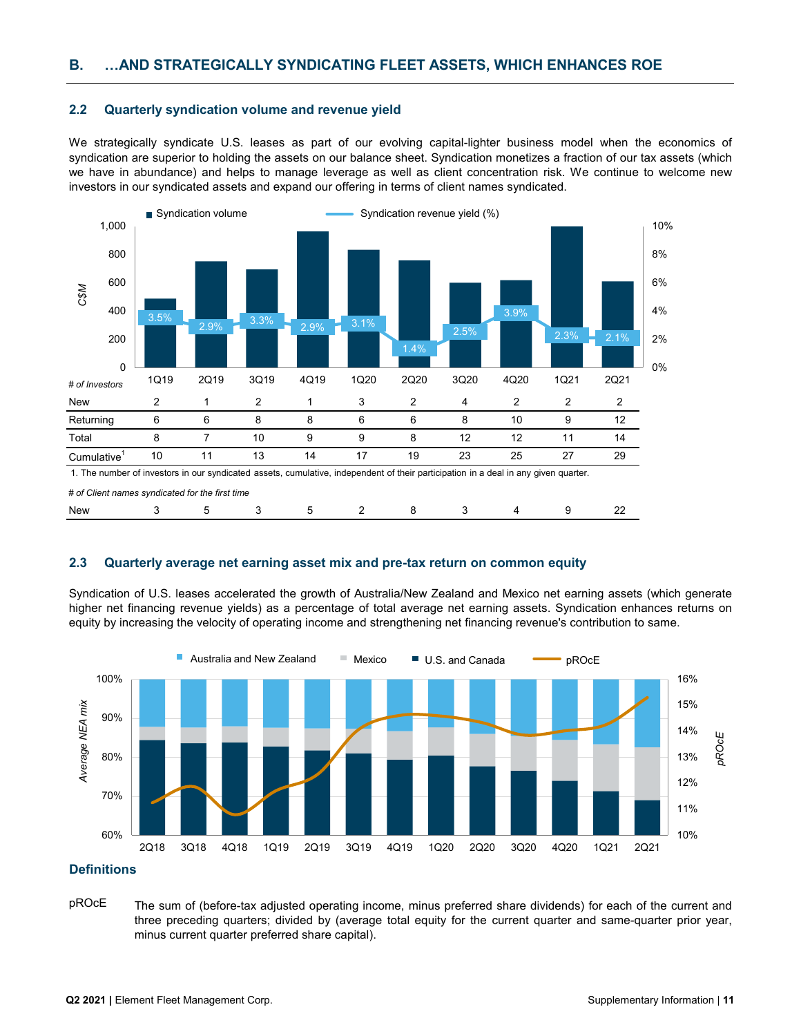## B. …AND STRATEGICALLY SYNDICATING FLEET ASSETS, WHICH ENHANCES ROE

### 2.2 Quarterly syndication volume and revenue yield

We strategically syndicate U.S. leases as part of our evolving capital-lighter business model when the economics of syndication are superior to holding the assets on our balance sheet. Syndication monetizes a fraction of our tax assets (which we have in abundance) and helps to manage leverage as well as client concentration risk. We continue to welcome new investors in our syndicated assets and expand our offering in terms of client names syndicated.

| | 1Q19 | 2Q19 | 3Q19 | 4Q19 | 1Q20 | 2Q20 | 3Q20 | 4Q20 | 1Q21 | 2Q21 |
|---|---|---|---|---|---|---|---|---|---|---|
| Syndication revenue yield (%) | 3.5% | 2.9% | 3.3% | 2.9% | 3.1% | 1.4% | 2.5% | 3.9% | 2.3% | 2.1% |
| *# of Investors* | | | | | | | | | | |
| New | 2 | 1 | 2 | 1 | 3 | 2 | 4 | 2 | 2 | 2 |
| Returning | 6 | 6 | 8 | 8 | 6 | 6 | 8 | 10 | 9 | 12 |
| Total | 8 | 7 | 10 | 9 | 9 | 8 | 12 | 12 | 11 | 14 |
| Cumulative[1] | 10 | 11 | 13 | 14 | 17 | 19 | 23 | 25 | 27 | 29 |

1. The number of investors in our syndicated assets, cumulative, independent of their participation in a deal in any given quarter.

| *# of Client names syndicated for the first time* | 1Q19 | 2Q19 | 3Q19 | 4Q19 | 1Q20 | 2Q20 | 3Q20 | 4Q20 | 1Q21 | 2Q21 |
|---|---|---|---|---|---|---|---|---|---|---|
| New | 3 | 5 | 3 | 5 | 2 | 8 | 3 | 4 | 9 | 22 |

### 2.3 Quarterly average net earning asset mix and pre-tax return on common equity

Syndication of U.S. leases accelerated the growth of Australia/New Zealand and Mexico net earning assets (which generate higher net financing revenue yields) as a percentage of total average net earning assets. Syndication enhances returns on equity by increasing the velocity of operating income and strengthening net financing revenue's contribution to same.

## Definitions

pROcE — The sum of (before-tax adjusted operating income, minus preferred share dividends) for each of the current and three preceding quarters; divided by (average total equity for the current quarter and same-quarter prior year, minus current quarter preferred share capital).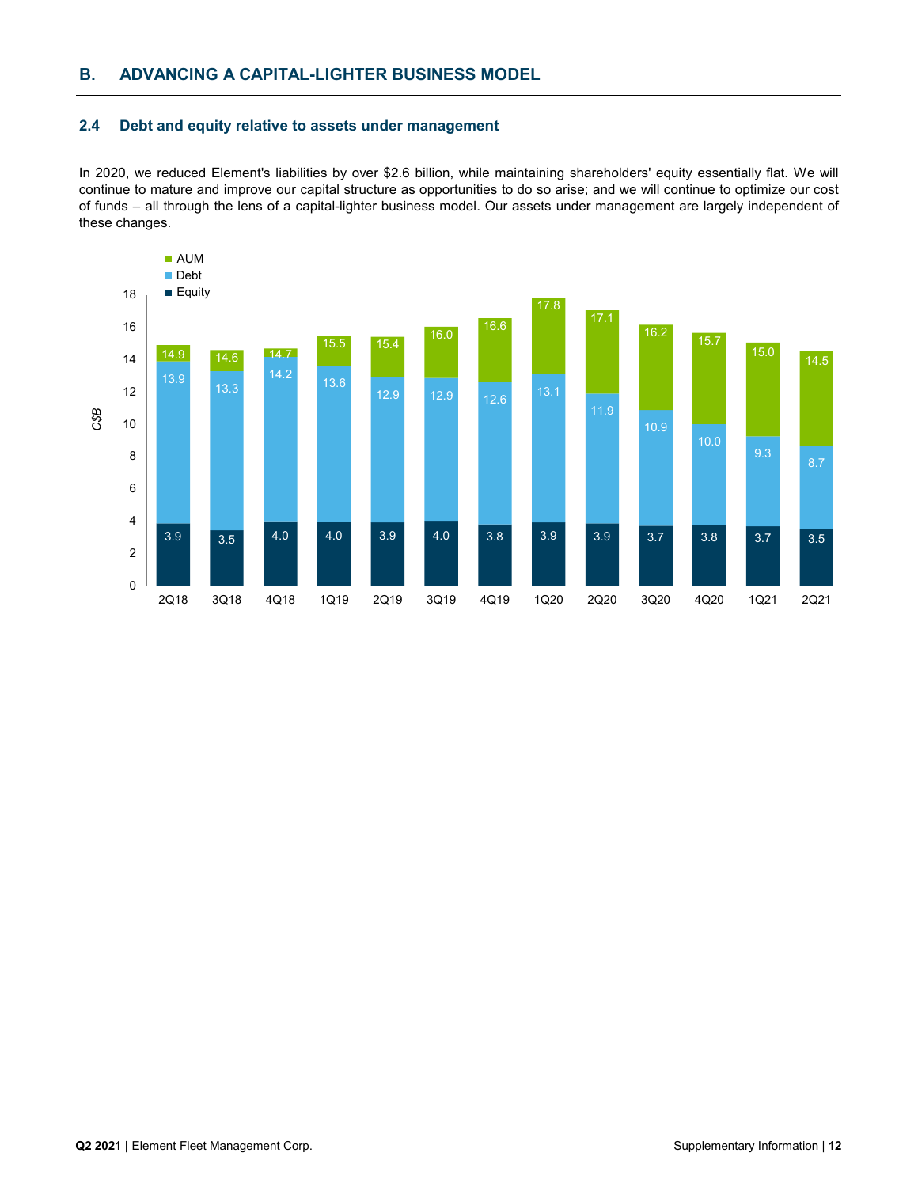## B. ADVANCING A CAPITAL-LIGHTER BUSINESS MODEL

### 2.4 Debt and equity relative to assets under management

In 2020, we reduced Element's liabilities by over $2.6 billion, while maintaining shareholders' equity essentially flat. We will continue to mature and improve our capital structure as opportunities to do so arise; and we will continue to optimize our cost of funds – all through the lens of a capital-lighter business model. Our assets under management are largely independent of these changes.

| C$B | 2Q18 | 3Q18 | 4Q18 | 1Q19 | 2Q19 | 3Q19 | 4Q19 | 1Q20 | 2Q20 | 3Q20 | 4Q20 | 1Q21 | 2Q21 |
|---|---|---|---|---|---|---|---|---|---|---|---|---|---|
| AUM | 14.9 | 14.6 | 14.7 | 15.5 | 15.4 | 16.0 | 16.6 | 17.8 | 17.1 | 16.2 | 15.7 | 15.0 | 14.5 |
| Debt | 13.9 | 13.3 | 14.2 | 13.6 | 12.9 | 12.9 | 12.6 | 13.1 | 11.9 | 10.9 | 10.0 | 9.3 | 8.7 |
| Equity | 3.9 | 3.5 | 4.0 | 4.0 | 3.9 | 4.0 | 3.8 | 3.9 | 3.9 | 3.7 | 3.8 | 3.7 | 3.5 |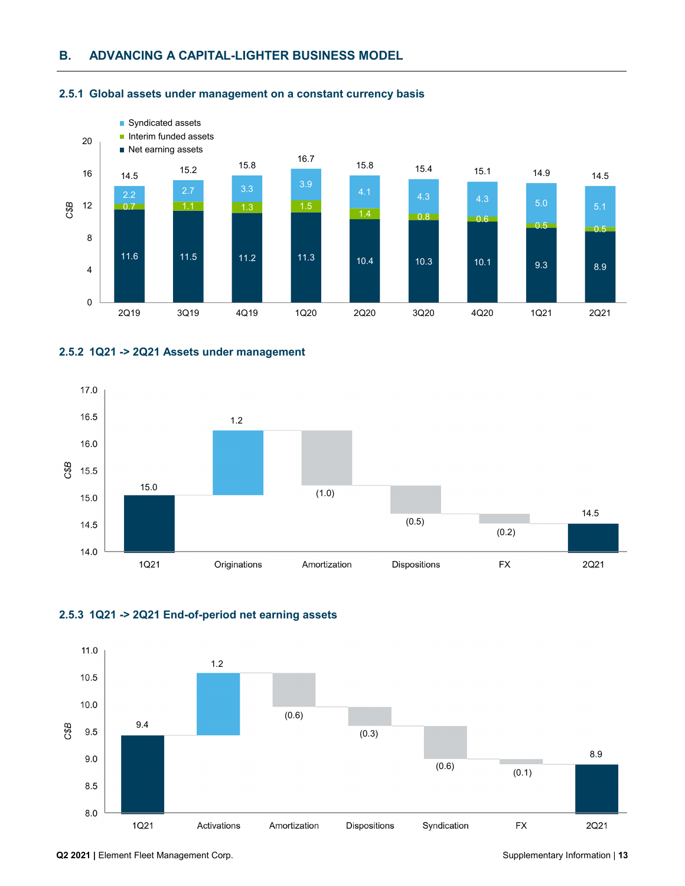## B. ADVANCING A CAPITAL-LIGHTER BUSINESS MODEL

### 2.5.1 Global assets under management on a constant currency basis

| C$B | 2Q19 | 3Q19 | 4Q19 | 1Q20 | 2Q20 | 3Q20 | 4Q20 | 1Q21 | 2Q21 |
|---|---|---|---|---|---|---|---|---|---|
| Syndicated assets | 2.2 | 2.7 | 3.3 | 3.9 | 4.1 | 4.3 | 4.3 | 5.0 | 5.1 |
| Interim funded assets | 0.7 | 1.1 | 1.3 | 1.5 | 1.4 | 0.8 | 0.6 | 0.5 | 0.5 |
| Net earning assets | 11.6 | 11.5 | 11.2 | 11.3 | 10.4 | 10.3 | 10.1 | 9.3 | 8.9 |
| Total | 14.5 | 15.2 | 15.8 | 16.7 | 15.8 | 15.4 | 15.1 | 14.9 | 14.5 |

### 2.5.2 1Q21 -> 2Q21 Assets under management

| C$B | 1Q21 | Originations | Amortization | Dispositions | FX | 2Q21 |
|---|---|---|---|---|---|---|
| Value | 15.0 | 1.2 | (1.0) | (0.5) | (0.2) | 14.5 |

### 2.5.3 1Q21 -> 2Q21 End-of-period net earning assets

| C$B | 1Q21 | Activations | Amortization | Dispositions | Syndication | FX | 2Q21 |
|---|---|---|---|---|---|---|---|
| Value | 9.4 | 1.2 | (0.6) | (0.3) | (0.6) | (0.1) | 8.9 |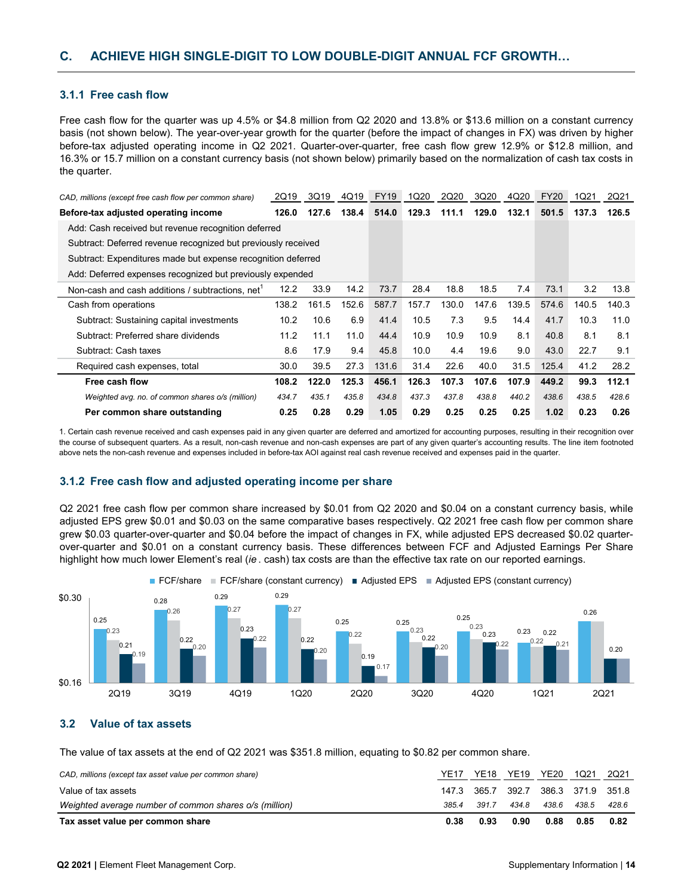## C. ACHIEVE HIGH SINGLE-DIGIT TO LOW DOUBLE-DIGIT ANNUAL FCF GROWTH…

### 3.1.1 Free cash flow

Free cash flow for the quarter was up 4.5% or $4.8 million from Q2 2020 and 13.8% or $13.6 million on a constant currency basis (not shown below). The year-over-year growth for the quarter (before the impact of changes in FX) was driven by higher before-tax adjusted operating income in Q2 2021. Quarter-over-quarter, free cash flow grew 12.9% or $12.8 million, and 16.3% or 15.7 million on a constant currency basis (not shown below) primarily based on the normalization of cash tax costs in the quarter.

| *CAD, millions (except free cash flow per common share)* | 2Q19 | 3Q19 | 4Q19 | FY19 | 1Q20 | 2Q20 | 3Q20 | 4Q20 | FY20 | 1Q21 | 2Q21 |
|---|---|---|---|---|---|---|---|---|---|---|---|
| **Before-tax adjusted operating income** | **126.0** | **127.6** | **138.4** | **514.0** | **129.3** | **111.1** | **129.0** | **132.1** | **501.5** | **137.3** | **126.5** |
| Add: Cash received but revenue recognition deferred | | | | | | | | | | | |
| Subtract: Deferred revenue recognized but previously received | | | | | | | | | | | |
| Subtract: Expenditures made but expense recognition deferred | | | | | | | | | | | |
| Add: Deferred expenses recognized but previously expended | | | | | | | | | | | |
| Non-cash and cash additions / subtractions, net[1] | 12.2 | 33.9 | 14.2 | 73.7 | 28.4 | 18.8 | 18.5 | 7.4 | 73.1 | 3.2 | 13.8 |
| Cash from operations | 138.2 | 161.5 | 152.6 | 587.7 | 157.7 | 130.0 | 147.6 | 139.5 | 574.6 | 140.5 | 140.3 |
| Subtract: Sustaining capital investments | 10.2 | 10.6 | 6.9 | 41.4 | 10.5 | 7.3 | 9.5 | 14.4 | 41.7 | 10.3 | 11.0 |
| Subtract: Preferred share dividends | 11.2 | 11.1 | 11.0 | 44.4 | 10.9 | 10.9 | 10.9 | 8.1 | 40.8 | 8.1 | 8.1 |
| Subtract: Cash taxes | 8.6 | 17.9 | 9.4 | 45.8 | 10.0 | 4.4 | 19.6 | 9.0 | 43.0 | 22.7 | 9.1 |
| Required cash expenses, total | 30.0 | 39.5 | 27.3 | 131.6 | 31.4 | 22.6 | 40.0 | 31.5 | 125.4 | 41.2 | 28.2 |
| **Free cash flow** | **108.2** | **122.0** | **125.3** | **456.1** | **126.3** | **107.3** | **107.6** | **107.9** | **449.2** | **99.3** | **112.1** |
| *Weighted avg. no. of common shares o/s (million)* | *434.7* | *435.1* | *435.8* | *434.8* | *437.3* | *437.8* | *438.8* | *440.2* | *438.6* | *438.5* | *428.6* |
| **Per common share outstanding** | **0.25** | **0.28** | **0.29** | **1.05** | **0.29** | **0.25** | **0.25** | **0.25** | **1.02** | **0.23** | **0.26** |

1. Certain cash revenue received and cash expenses paid in any given quarter are deferred and amortized for accounting purposes, resulting in their recognition over the course of subsequent quarters. As a result, non-cash revenue and non-cash expenses are part of any given quarter's accounting results. The line item footnoted above nets the non-cash revenue and expenses included in before-tax AOI against real cash revenue received and expenses paid in the quarter.

### 3.1.2 Free cash flow and adjusted operating income per share

Q2 2021 free cash flow per common share increased by $0.01 from Q2 2020 and $0.04 on a constant currency basis, while adjusted EPS grew $0.01 and $0.03 on the same comparative bases respectively. Q2 2021 free cash flow per common share grew $0.03 quarter-over-quarter and $0.04 before the impact of changes in FX, while adjusted EPS decreased $0.02 quarter-over-quarter and $0.01 on a constant currency basis. These differences between FCF and Adjusted Earnings Per Share highlight how much lower Element's real (*ie* . cash) tax costs are than the effective tax rate on our reported earnings.

| | 2Q19 | 3Q19 | 4Q19 | 1Q20 | 2Q20 | 3Q20 | 4Q20 | 1Q21 | 2Q21 |
|---|---|---|---|---|---|---|---|---|---|
| FCF/share | 0.25 | 0.28 | 0.29 | 0.29 | 0.25 | 0.25 | 0.25 | 0.23 | 0.26 |
| FCF/share (constant currency) | 0.23 | 0.26 | 0.27 | 0.27 | 0.22 | 0.23 | 0.23 | 0.22 | |
| Adjusted EPS | 0.21 | 0.22 | 0.23 | 0.22 | 0.19 | 0.22 | 0.23 | 0.22 | 0.20 |
| Adjusted EPS (constant currency) | 0.19 | 0.20 | 0.22 | 0.20 | 0.17 | 0.20 | 0.22 | 0.21 | |

## 3.2 Value of tax assets

The value of tax assets at the end of Q2 2021 was $351.8 million, equating to $0.82 per common share.

| *CAD, millions (except tax asset value per common share)* | YE17 | YE18 | YE19 | YE20 | 1Q21 | 2Q21 |
|---|---|---|---|---|---|---|
| Value of tax assets | 147.3 | 365.7 | 392.7 | 386.3 | 371.9 | 351.8 |
| *Weighted average number of common shares o/s (million)* | *385.4* | *391.7* | *434.8* | *438.6* | *438.5* | *428.6* |
| **Tax asset value per common share** | **0.38** | **0.93** | **0.90** | **0.88** | **0.85** | **0.82** |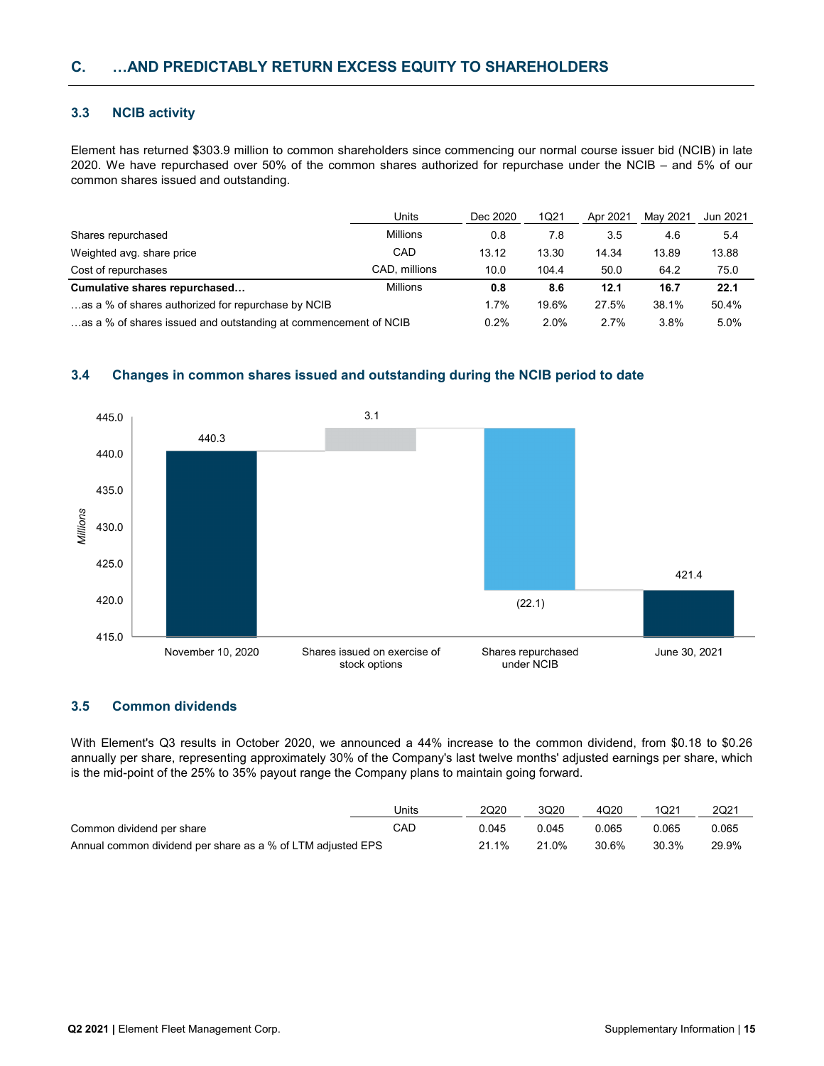## C. …AND PREDICTABLY RETURN EXCESS EQUITY TO SHAREHOLDERS

### 3.3 NCIB activity

Element has returned $303.9 million to common shareholders since commencing our normal course issuer bid (NCIB) in late 2020. We have repurchased over 50% of the common shares authorized for repurchase under the NCIB – and 5% of our common shares issued and outstanding.

| | Units | Dec 2020 | 1Q21 | Apr 2021 | May 2021 | Jun 2021 |
|---|---|---|---|---|---|---|
| Shares repurchased | Millions | 0.8 | 7.8 | 3.5 | 4.6 | 5.4 |
| Weighted avg. share price | CAD | 13.12 | 13.30 | 14.34 | 13.89 | 13.88 |
| Cost of repurchases | CAD, millions | 10.0 | 104.4 | 50.0 | 64.2 | 75.0 |
| **Cumulative shares repurchased…** | Millions | **0.8** | **8.6** | **12.1** | **16.7** | **22.1** |
| …as a % of shares authorized for repurchase by NCIB | | 1.7% | 19.6% | 27.5% | 38.1% | 50.4% |
| …as a % of shares issued and outstanding at commencement of NCIB | | 0.2% | 2.0% | 2.7% | 3.8% | 5.0% |

### 3.4 Changes in common shares issued and outstanding during the NCIB period to date

| (Millions) | November 10, 2020 | Shares issued on exercise of stock options | Shares repurchased under NCIB | June 30, 2021 |
|---|---|---|---|---|
| Value | 440.3 | 3.1 | (22.1) | 421.4 |

### 3.5 Common dividends

With Element's Q3 results in October 2020, we announced a 44% increase to the common dividend, from $0.18 to $0.26 annually per share, representing approximately 30% of the Company's last twelve months' adjusted earnings per share, which is the mid-point of the 25% to 35% payout range the Company plans to maintain going forward.

| | Units | 2Q20 | 3Q20 | 4Q20 | 1Q21 | 2Q21 |
|---|---|---|---|---|---|---|
| Common dividend per share | CAD | 0.045 | 0.045 | 0.065 | 0.065 | 0.065 |
| Annual common dividend per share as a % of LTM adjusted EPS | | 21.1% | 21.0% | 30.6% | 30.3% | 29.9% |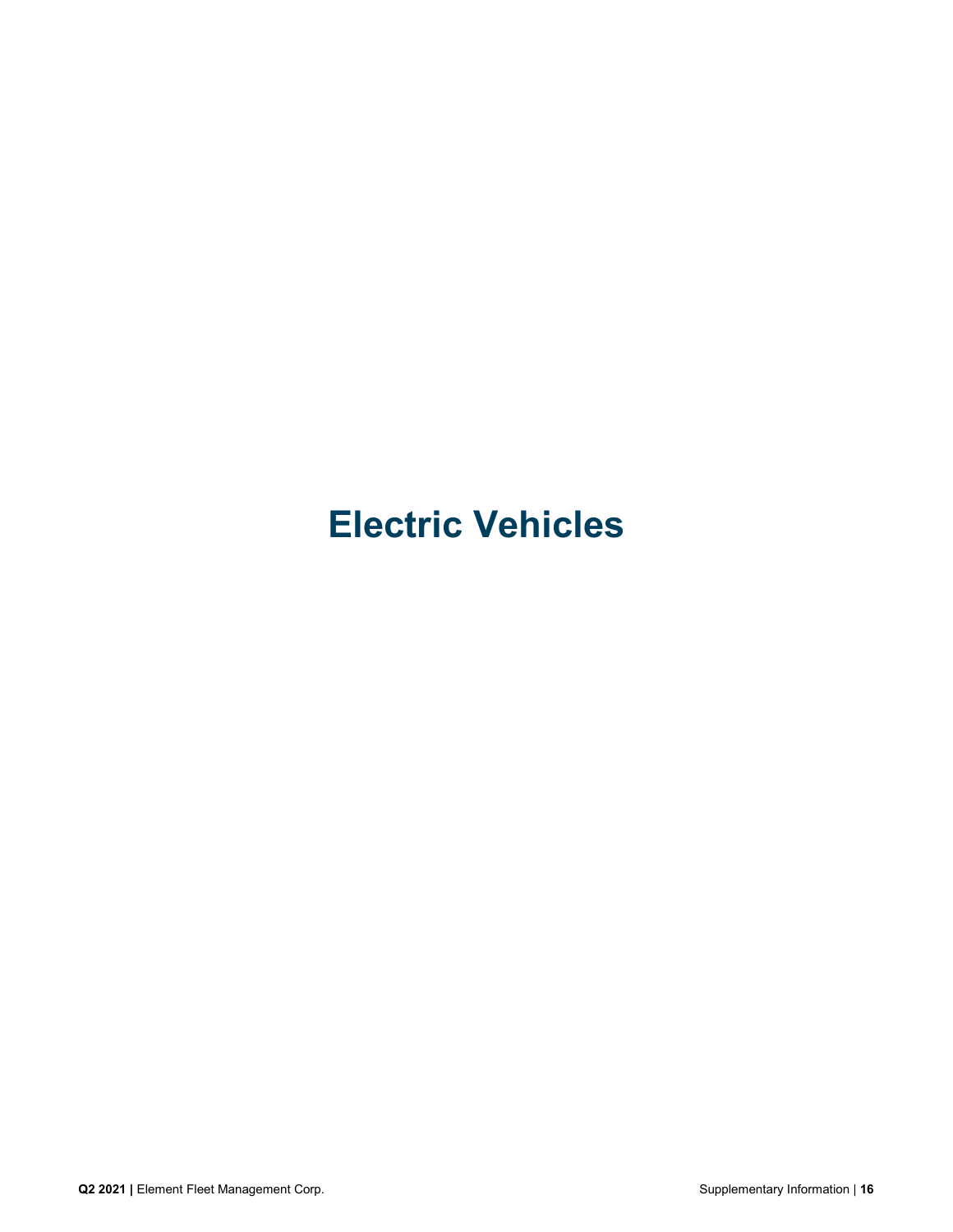# Electric Vehicles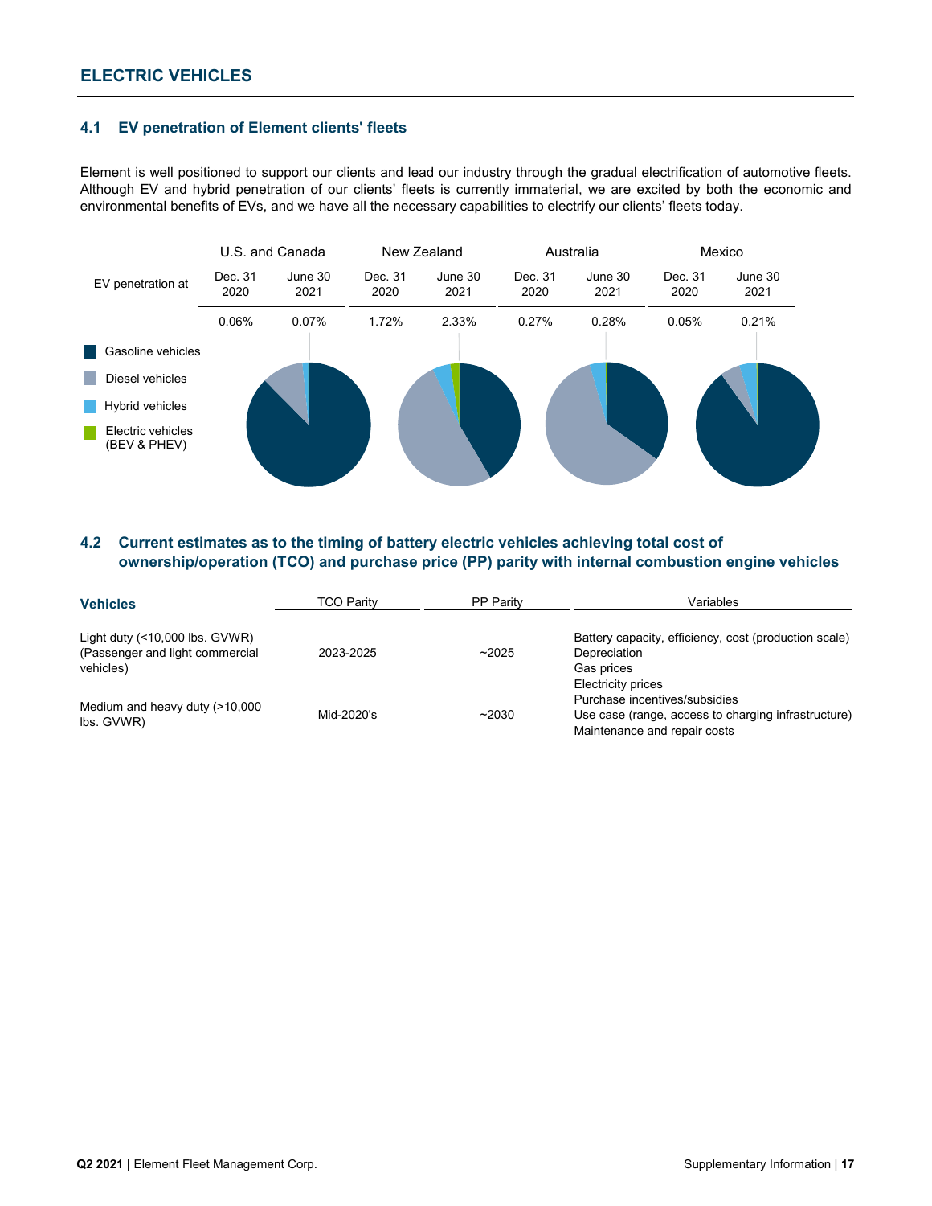## ELECTRIC VEHICLES

### 4.1 EV penetration of Element clients' fleets

Element is well positioned to support our clients and lead our industry through the gradual electrification of automotive fleets. Although EV and hybrid penetration of our clients' fleets is currently immaterial, we are excited by both the economic and environmental benefits of EVs, and we have all the necessary capabilities to electrify our clients' fleets today.

| | U.S. and Canada | | New Zealand | | Australia | | Mexico | |
|---|---|---|---|---|---|---|---|---|
| EV penetration at | Dec. 31 2020 | June 30 2021 | Dec. 31 2020 | June 30 2021 | Dec. 31 2020 | June 30 2021 | Dec. 31 2020 | June 30 2021 |
| | 0.06% | 0.07% | 1.72% | 2.33% | 0.27% | 0.28% | 0.05% | 0.21% |

- Gasoline vehicles
- Diesel vehicles
- Hybrid vehicles
- Electric vehicles (BEV & PHEV)

### 4.2 Current estimates as to the timing of battery electric vehicles achieving total cost of ownership/operation (TCO) and purchase price (PP) parity with internal combustion engine vehicles

| Vehicles | TCO Parity | PP Parity | Variables |
|---|---|---|---|
| Light duty (<10,000 lbs. GVWR) (Passenger and light commercial vehicles) | 2023-2025 | ~2025 | Battery capacity, efficiency, cost (production scale)<br>Depreciation<br>Gas prices<br>Electricity prices<br>Purchase incentives/subsidies<br>Use case (range, access to charging infrastructure)<br>Maintenance and repair costs |
| Medium and heavy duty (>10,000 lbs. GVWR) | Mid-2020's | ~2030 | |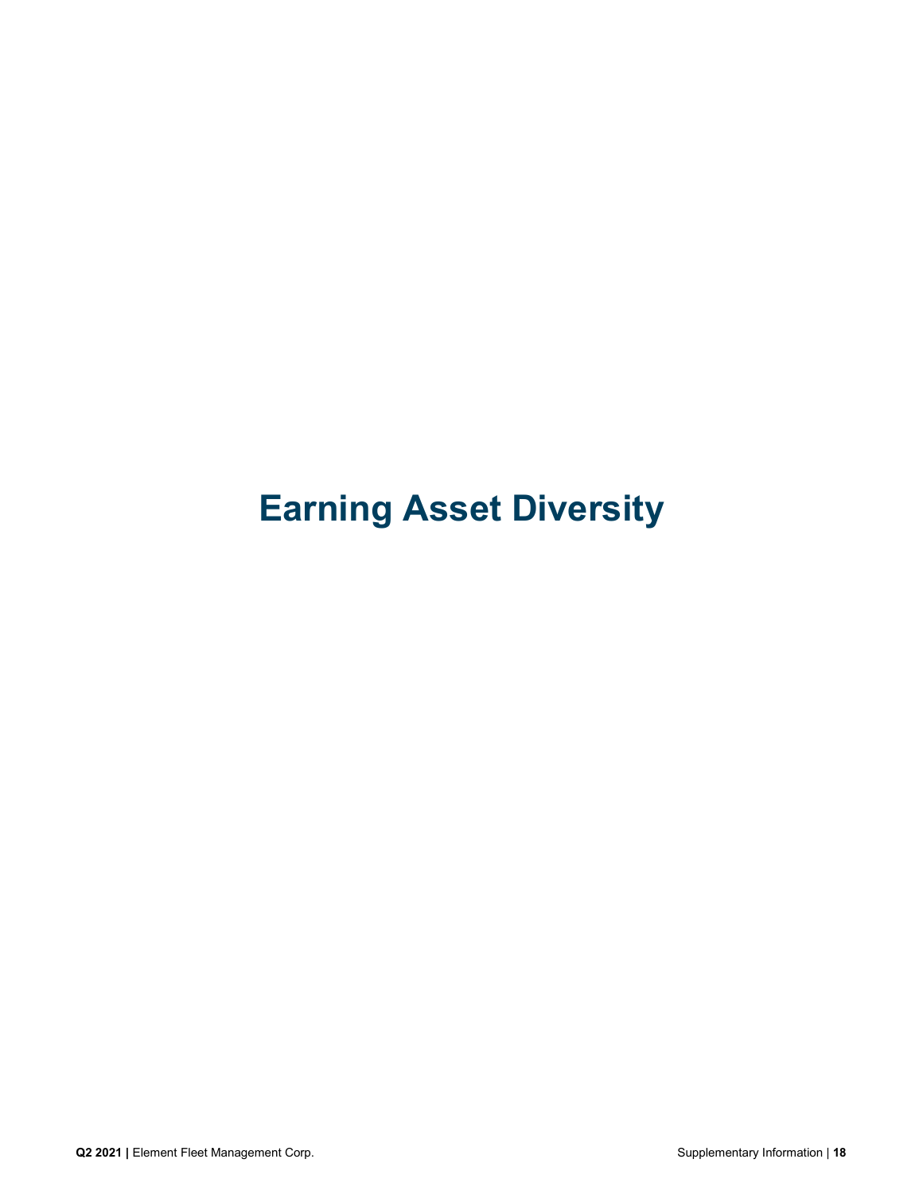# Earning Asset Diversity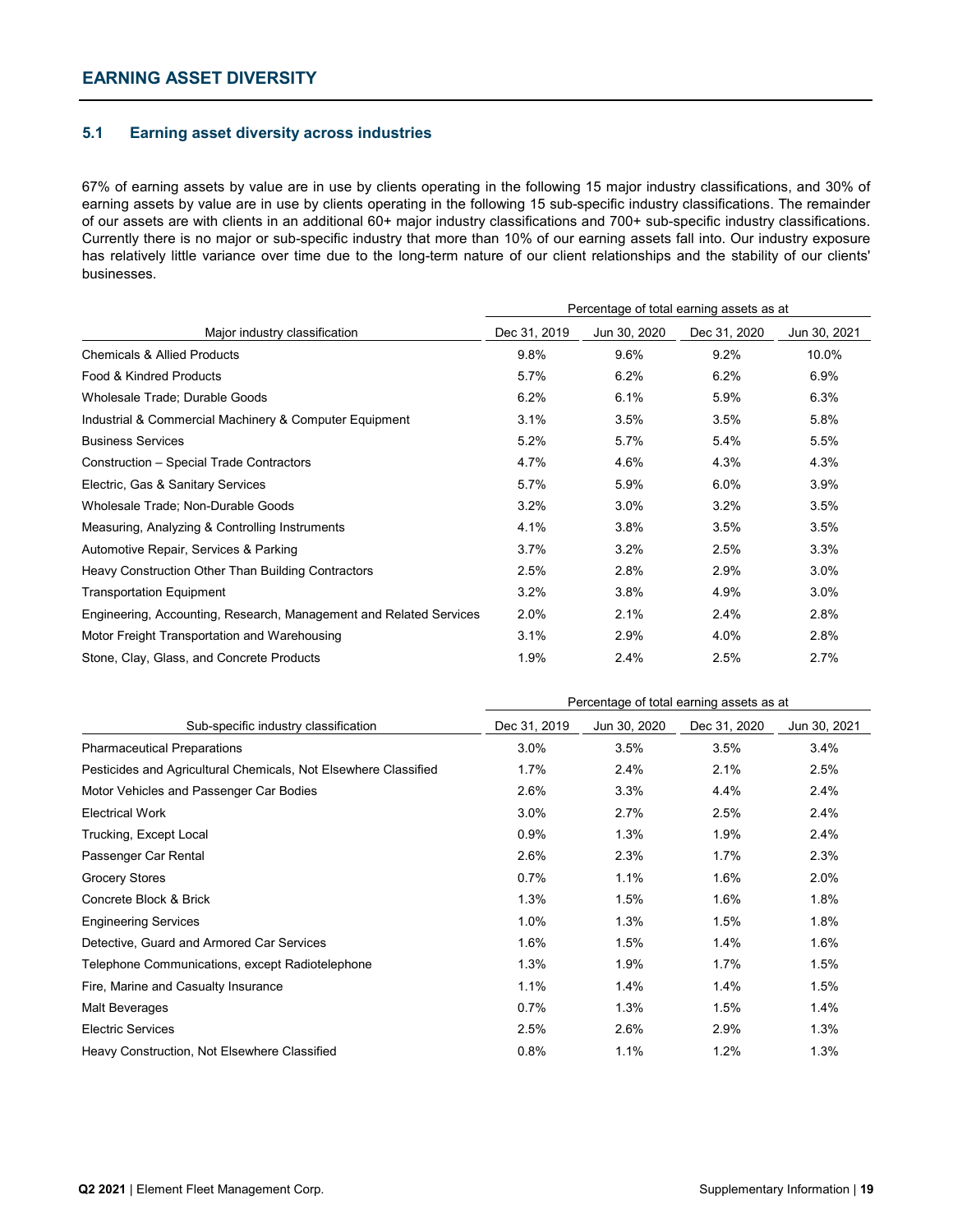## EARNING ASSET DIVERSITY

### 5.1 Earning asset diversity across industries

67% of earning assets by value are in use by clients operating in the following 15 major industry classifications, and 30% of earning assets by value are in use by clients operating in the following 15 sub-specific industry classifications. The remainder of our assets are with clients in an additional 60+ major industry classifications and 700+ sub-specific industry classifications. Currently there is no major or sub-specific industry that more than 10% of our earning assets fall into. Our industry exposure has relatively little variance over time due to the long-term nature of our client relationships and the stability of our clients' businesses.

| | Percentage of total earning assets as at | | | |
|---|---|---|---|---|
| Major industry classification | Dec 31, 2019 | Jun 30, 2020 | Dec 31, 2020 | Jun 30, 2021 |
| Chemicals & Allied Products | 9.8% | 9.6% | 9.2% | 10.0% |
| Food & Kindred Products | 5.7% | 6.2% | 6.2% | 6.9% |
| Wholesale Trade; Durable Goods | 6.2% | 6.1% | 5.9% | 6.3% |
| Industrial & Commercial Machinery & Computer Equipment | 3.1% | 3.5% | 3.5% | 5.8% |
| Business Services | 5.2% | 5.7% | 5.4% | 5.5% |
| Construction – Special Trade Contractors | 4.7% | 4.6% | 4.3% | 4.3% |
| Electric, Gas & Sanitary Services | 5.7% | 5.9% | 6.0% | 3.9% |
| Wholesale Trade; Non-Durable Goods | 3.2% | 3.0% | 3.2% | 3.5% |
| Measuring, Analyzing & Controlling Instruments | 4.1% | 3.8% | 3.5% | 3.5% |
| Automotive Repair, Services & Parking | 3.7% | 3.2% | 2.5% | 3.3% |
| Heavy Construction Other Than Building Contractors | 2.5% | 2.8% | 2.9% | 3.0% |
| Transportation Equipment | 3.2% | 3.8% | 4.9% | 3.0% |
| Engineering, Accounting, Research, Management and Related Services | 2.0% | 2.1% | 2.4% | 2.8% |
| Motor Freight Transportation and Warehousing | 3.1% | 2.9% | 4.0% | 2.8% |
| Stone, Clay, Glass, and Concrete Products | 1.9% | 2.4% | 2.5% | 2.7% |

| | Percentage of total earning assets as at | | | |
|---|---|---|---|---|
| Sub-specific industry classification | Dec 31, 2019 | Jun 30, 2020 | Dec 31, 2020 | Jun 30, 2021 |
| Pharmaceutical Preparations | 3.0% | 3.5% | 3.5% | 3.4% |
| Pesticides and Agricultural Chemicals, Not Elsewhere Classified | 1.7% | 2.4% | 2.1% | 2.5% |
| Motor Vehicles and Passenger Car Bodies | 2.6% | 3.3% | 4.4% | 2.4% |
| Electrical Work | 3.0% | 2.7% | 2.5% | 2.4% |
| Trucking, Except Local | 0.9% | 1.3% | 1.9% | 2.4% |
| Passenger Car Rental | 2.6% | 2.3% | 1.7% | 2.3% |
| Grocery Stores | 0.7% | 1.1% | 1.6% | 2.0% |
| Concrete Block & Brick | 1.3% | 1.5% | 1.6% | 1.8% |
| Engineering Services | 1.0% | 1.3% | 1.5% | 1.8% |
| Detective, Guard and Armored Car Services | 1.6% | 1.5% | 1.4% | 1.6% |
| Telephone Communications, except Radiotelephone | 1.3% | 1.9% | 1.7% | 1.5% |
| Fire, Marine and Casualty Insurance | 1.1% | 1.4% | 1.4% | 1.5% |
| Malt Beverages | 0.7% | 1.3% | 1.5% | 1.4% |
| Electric Services | 2.5% | 2.6% | 2.9% | 1.3% |
| Heavy Construction, Not Elsewhere Classified | 0.8% | 1.1% | 1.2% | 1.3% |